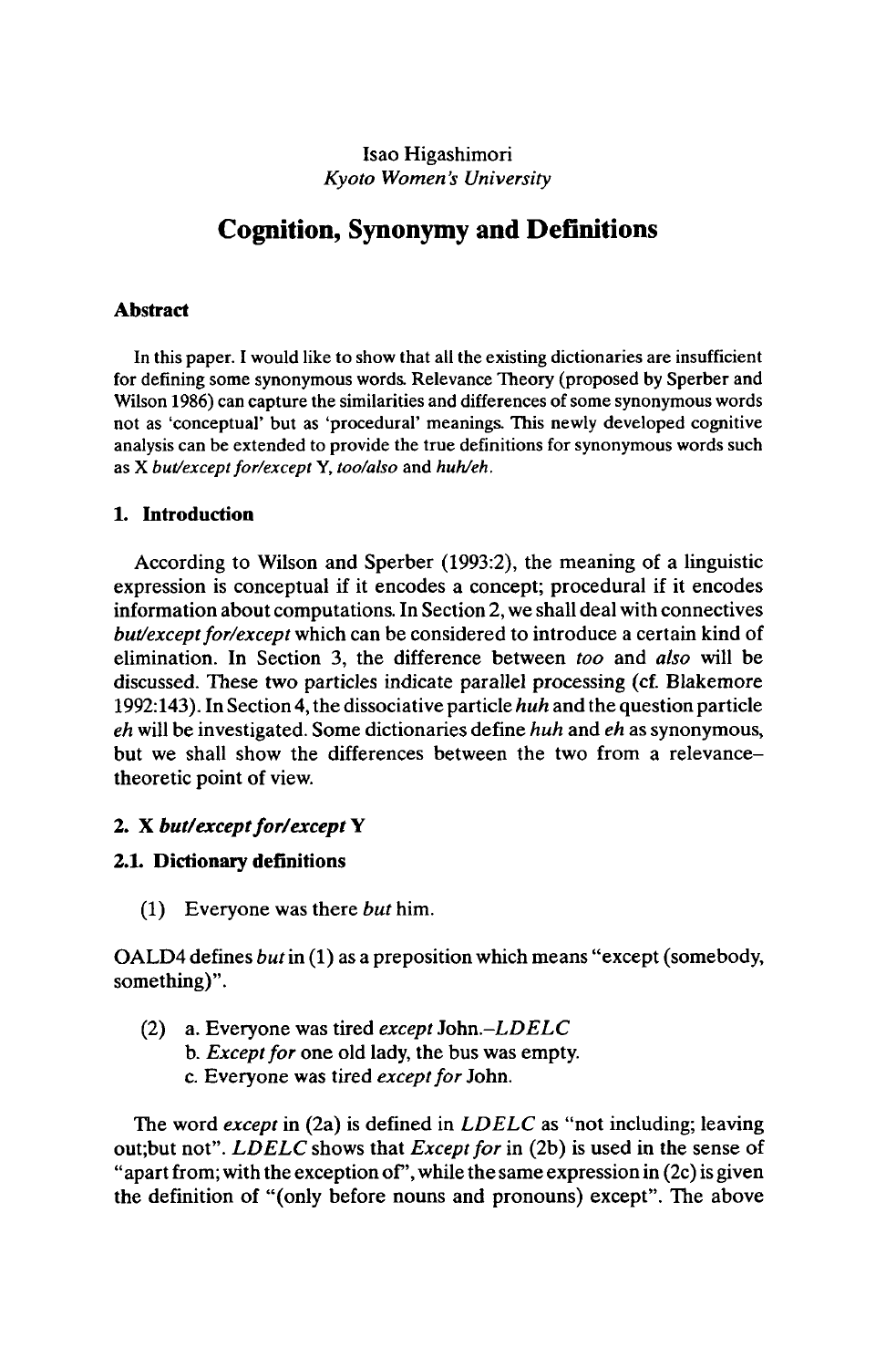Isao Higashimori
*Kyoto Women's University*

# Cognition, Synonymy and Definitions

## Abstract

In this paper. I would like to show that all the existing dictionaries are insufficient for defining some synonymous words. Relevance Theory (proposed by Sperber and Wilson 1986) can capture the similarities and differences of some synonymous words not as 'conceptual' but as 'procedural' meanings. This newly developed cognitive analysis can be extended to provide the true definitions for synonymous words such as X *but/except for/except* Y, *too/also* and *huh/eh*.

## 1. Introduction

According to Wilson and Sperber (1993:2), the meaning of a linguistic expression is conceptual if it encodes a concept; procedural if it encodes information about computations. In Section 2, we shall deal with connectives *but/except for/except* which can be considered to introduce a certain kind of elimination. In Section 3, the difference between *too* and *also* will be discussed. These two particles indicate parallel processing (cf. Blakemore 1992:143). In Section 4, the dissociative particle *huh* and the question particle *eh* will be investigated. Some dictionaries define *huh* and *eh* as synonymous, but we shall show the differences between the two from a relevance–theoretic point of view.

## 2. X *but/except for/except* Y

### 2.1. Dictionary definitions

(1) Everyone was there *but* him.

OALD4 defines *but* in (1) as a preposition which means "except (somebody, something)".

(2) a. Everyone was tired *except* John.–*LDELC*
b. *Except for* one old lady, the bus was empty.
c. Everyone was tired *except for* John.

The word *except* in (2a) is defined in *LDELC* as "not including; leaving out;but not". *LDELC* shows that *Except for* in (2b) is used in the sense of "apart from; with the exception of", while the same expression in (2c) is given the definition of "(only before nouns and pronouns) except". The above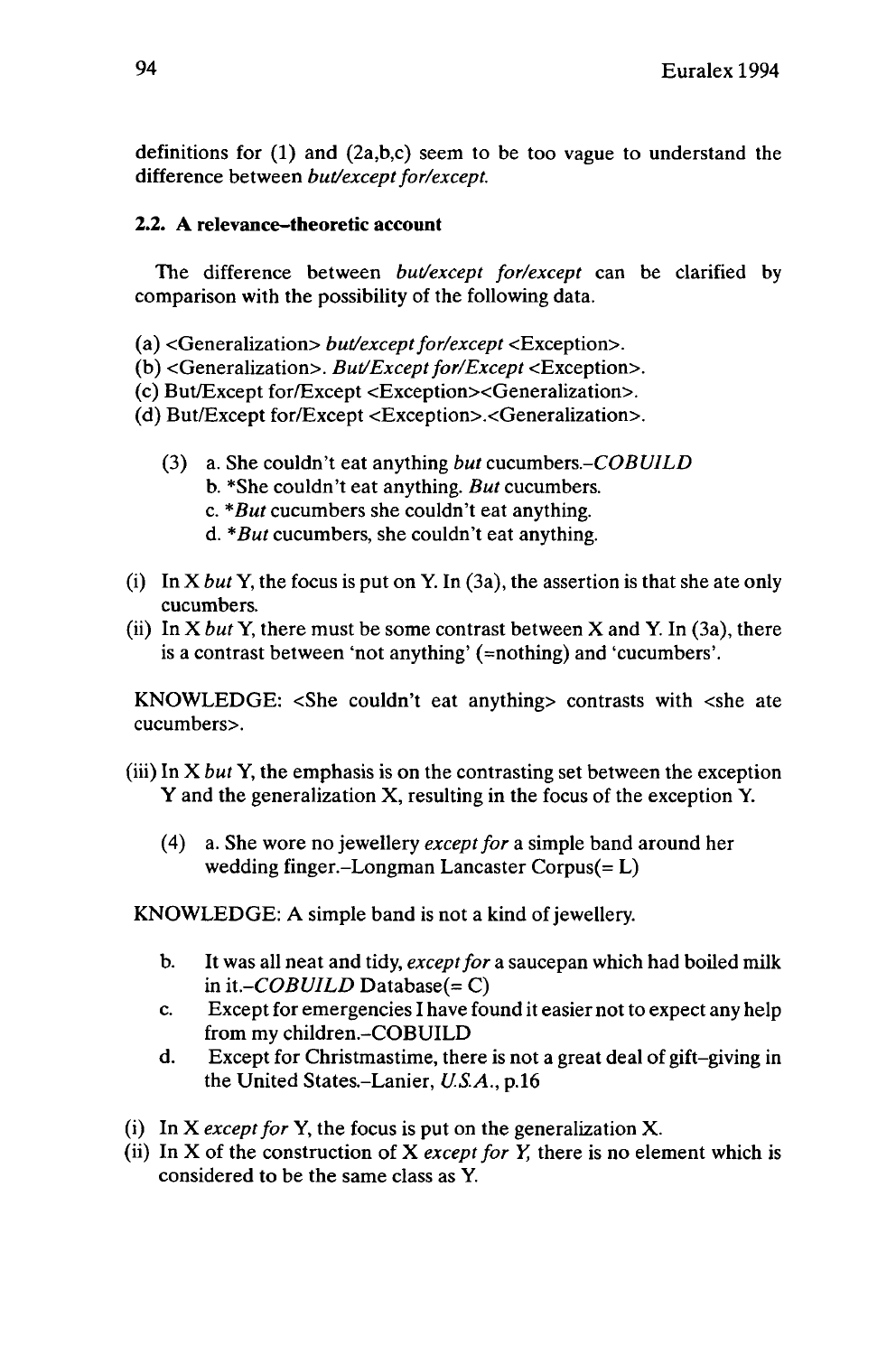definitions for (1) and (2a,b,c) seem to be too vague to understand the difference between *but/except for/except.*

### 2.2. A relevance-theoretic account

The difference between *but/except for/except* can be clarified by comparison with the possibility of the following data.

(a) <Generalization> *but/except for/except* <Exception>.
(b) <Generalization>. *But/Except for/Except* <Exception>.
(c) But/Except for/Except <Exception><Generalization>.
(d) But/Except for/Except <Exception>.<Generalization>.

> (3) a. She couldn't eat anything *but* cucumbers.–*COBUILD*
> b. *She couldn't eat anything. *But* cucumbers.
> c. **But* cucumbers she couldn't eat anything.
> d. **But* cucumbers, she couldn't eat anything.

(i) In X *but* Y, the focus is put on Y. In (3a), the assertion is that she ate only cucumbers.
(ii) In X *but* Y, there must be some contrast between X and Y. In (3a), there is a contrast between 'not anything' (=nothing) and 'cucumbers'.

KNOWLEDGE: <She couldn't eat anything> contrasts with <she ate cucumbers>.

(iii) In X *but* Y, the emphasis is on the contrasting set between the exception Y and the generalization X, resulting in the focus of the exception Y.

> (4) a. She wore no jewellery *except for* a simple band around her wedding finger.–Longman Lancaster Corpus(= L)

KNOWLEDGE: A simple band is not a kind of jewellery.

> b. It was all neat and tidy, *except for* a saucepan which had boiled milk in it.–*COBUILD* Database(= C)
> c. Except for emergencies I have found it easier not to expect any help from my children.–COBUILD
> d. Except for Christmastime, there is not a great deal of gift-giving in the United States.–Lanier, *U.S.A.*, p.16

(i) In X *except for* Y, the focus is put on the generalization X.
(ii) In X of the construction of X *except for* Y, there is no element which is considered to be the same class as Y.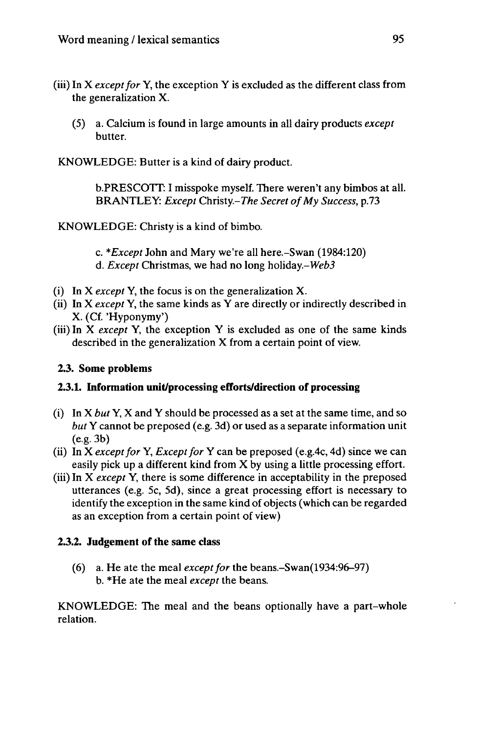(iii) In X *except for* Y, the exception Y is excluded as the different class from the generalization X.

(5) a. Calcium is found in large amounts in all dairy products *except* butter.

KNOWLEDGE: Butter is a kind of dairy product.

b.PRESCOTT: I misspoke myself. There weren't any bimbos at all. BRANTLEY: *Except* Christy.–*The Secret of My Success*, p.73

KNOWLEDGE: Christy is a kind of bimbo.

c. **Except* John and Mary we're all here.–Swan (1984:120)
d. *Except* Christmas, we had no long holiday.–*Web3*

(i) In X *except* Y, the focus is on the generalization X.
(ii) In X *except* Y, the same kinds as Y are directly or indirectly described in X. (Cf. 'Hyponymy')
(iii) In X *except* Y, the exception Y is excluded as one of the same kinds described in the generalization X from a certain point of view.

### 2.3. Some problems

#### 2.3.1. Information unit/processing efforts/direction of processing

(i) In X *but* Y, X and Y should be processed as a set at the same time, and so *but* Y cannot be preposed (e.g. 3d) or used as a separate information unit (e.g. 3b)
(ii) In X *except for* Y, *Except for* Y can be preposed (e.g.4c, 4d) since we can easily pick up a different kind from X by using a little processing effort.
(iii) In X *except* Y, there is some difference in acceptability in the preposed utterances (e.g. 5c, 5d), since a great processing effort is necessary to identify the exception in the same kind of objects (which can be regarded as an exception from a certain point of view)

#### 2.3.2. Judgement of the same class

(6) a. He ate the meal *except for* the beans.–Swan(1934:96–97)
b. *He ate the meal *except* the beans.

KNOWLEDGE: The meal and the beans optionally have a part-whole relation.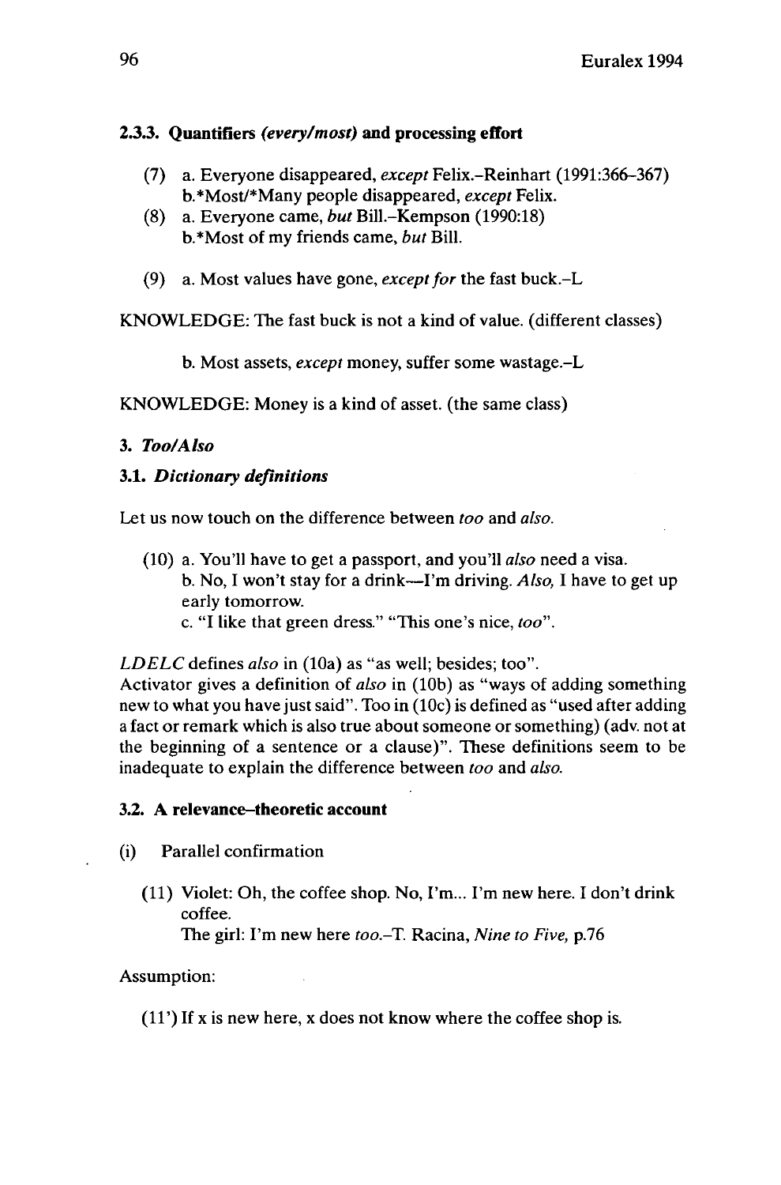### 2.3.3. Quantifiers *(every/most)* and processing effort

(7) a. Everyone disappeared, *except* Felix.–Reinhart (1991:366–367)
b.*Most/*Many people disappeared, *except* Felix.

(8) a. Everyone came, *but* Bill.–Kempson (1990:18)
b.*Most of my friends came, *but* Bill.

(9) a. Most values have gone, *except for* the fast buck.–L

KNOWLEDGE: The fast buck is not a kind of value. (different classes)

b. Most assets, *except* money, suffer some wastage.–L

KNOWLEDGE: Money is a kind of asset. (the same class)

## 3. *Too/Also*

### 3.1. *Dictionary definitions*

Let us now touch on the difference between *too* and *also*.

(10) a. You'll have to get a passport, and you'll *also* need a visa.
b. No, I won't stay for a drink—I'm driving. *Also,* I have to get up early tomorrow.
c. "I like that green dress." "This one's nice, *too*".

*LDELC* defines *also* in (10a) as "as well; besides; too".
Activator gives a definition of *also* in (10b) as "ways of adding something new to what you have just said". Too in (10c) is defined as "used after adding a fact or remark which is also true about someone or something) (adv. not at the beginning of a sentence or a clause)". These definitions seem to be inadequate to explain the difference between *too* and *also*.

### 3.2. A relevance–theoretic account

(i) Parallel confirmation

(11) Violet: Oh, the coffee shop. No, I'm... I'm new here. I don't drink coffee.
The girl: I'm new here *too*.–T. Racina, *Nine to Five,* p.76

Assumption:

(11') If x is new here, x does not know where the coffee shop is.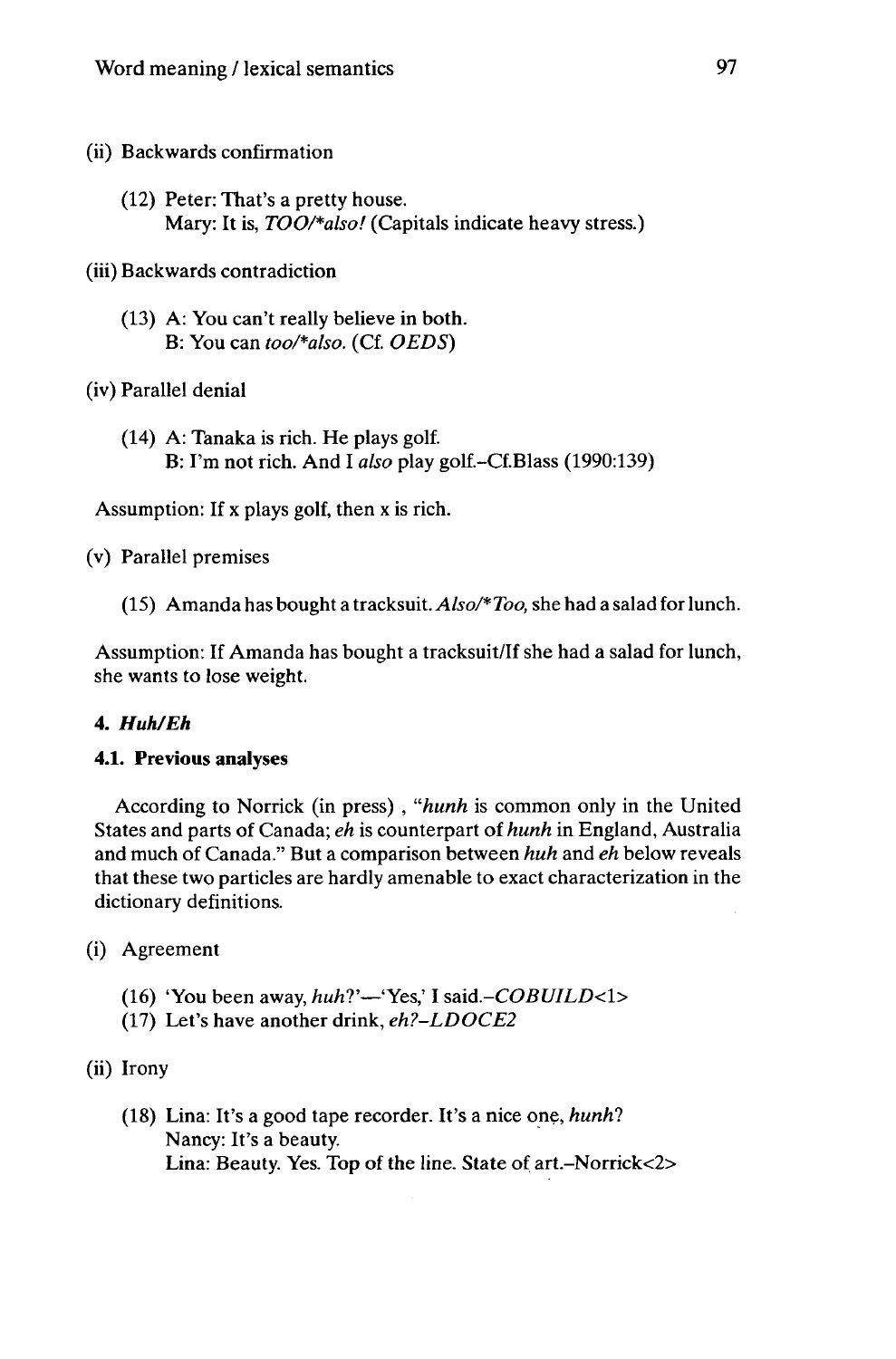(ii) Backwards confirmation

(12) Peter: That's a pretty house.
Mary: It is, *TOO/*also!* (Capitals indicate heavy stress.)

(iii) Backwards contradiction

(13) A: You can't really believe in both.
B: You can *too/*also.* (Cf. *OEDS*)

(iv) Parallel denial

(14) A: Tanaka is rich. He plays golf.
B: I'm not rich. And I *also* play golf.–Cf.Blass (1990:139)

Assumption: If x plays golf, then x is rich.

(v) Parallel premises

(15) Amanda has bought a tracksuit. *Also/*Too,* she had a salad for lunch.

Assumption: If Amanda has bought a tracksuit/If she had a salad for lunch, she wants to lose weight.

### 4. *Huh/Eh*

#### 4.1. Previous analyses

According to Norrick (in press) , "*hunh* is common only in the United States and parts of Canada; *eh* is counterpart of *hunh* in England, Australia and much of Canada." But a comparison between *huh* and *eh* below reveals that these two particles are hardly amenable to exact characterization in the dictionary definitions.

(i) Agreement

(16) 'You been away, *huh*?'—'Yes,' I said.–*COBUILD*<1>
(17) Let's have another drink, *eh*?–*LDOCE2*

(ii) Irony

(18) Lina: It's a good tape recorder. It's a nice one, *hunh*?
Nancy: It's a beauty.
Lina: Beauty. Yes. Top of the line. State of art.–Norrick<2>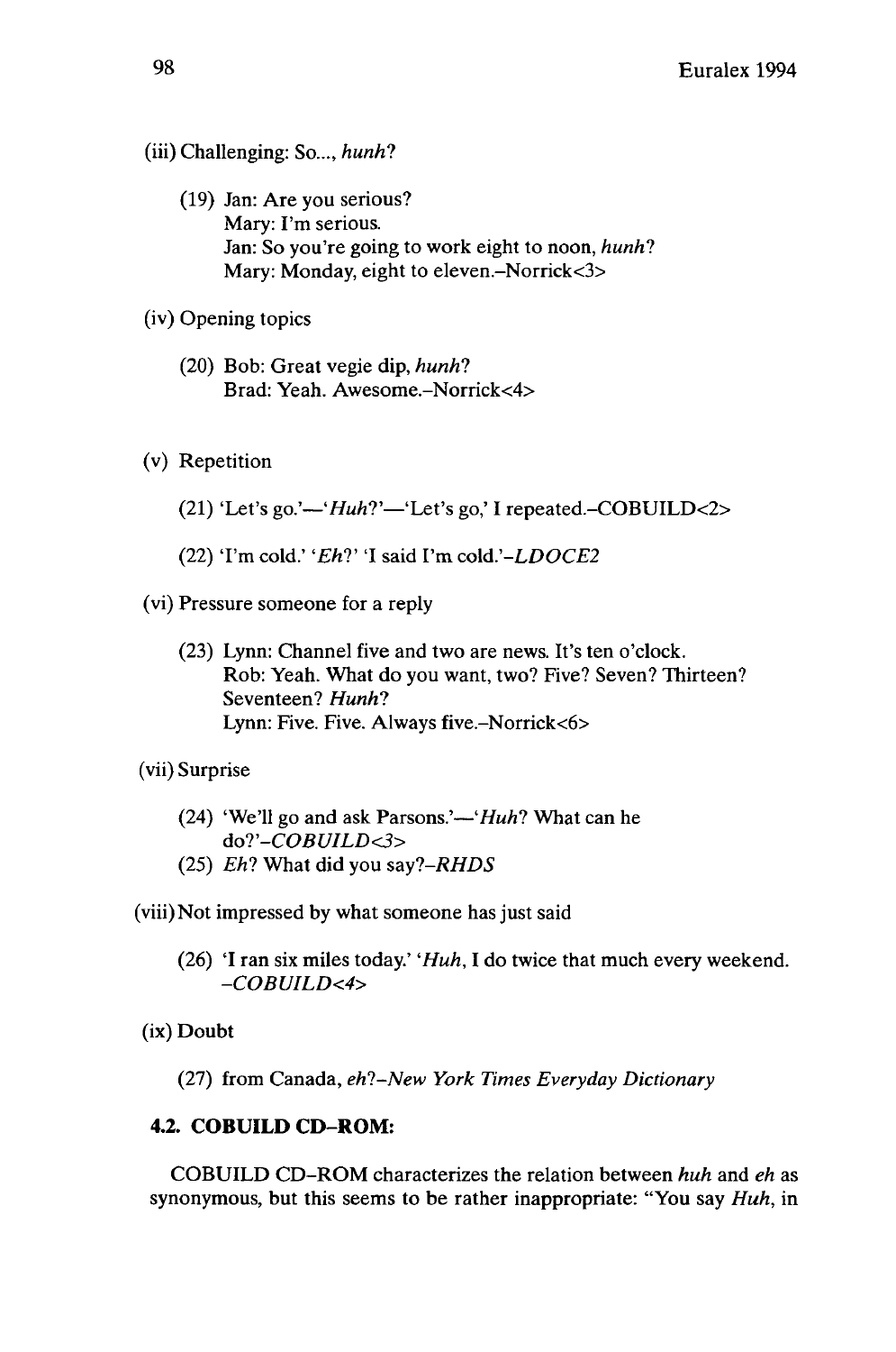(iii) Challenging: So..., *hunh*?

> (19) Jan: Are you serious?
> Mary: I'm serious.
> Jan: So you're going to work eight to noon, *hunh*?
> Mary: Monday, eight to eleven.–Norrick<3>

(iv) Opening topics

> (20) Bob: Great vegie dip, *hunh*?
> Brad: Yeah. Awesome.–Norrick<4>

(v) Repetition

> (21) 'Let's go.'—'*Huh*?'—'Let's go,' I repeated.–COBUILD<2>
>
> (22) 'I'm cold.' '*Eh*?' 'I said I'm cold.'–*LDOCE2*

(vi) Pressure someone for a reply

> (23) Lynn: Channel five and two are news. It's ten o'clock.
> Rob: Yeah. What do you want, two? Five? Seven? Thirteen? Seventeen? *Hunh*?
> Lynn: Five. Five. Always five.–Norrick<6>

(vii) Surprise

> (24) 'We'll go and ask Parsons.'—'*Huh*? What can he do?'–*COBUILD<3>*
> (25) *Eh*? What did you say?–*RHDS*

(viii) Not impressed by what someone has just said

> (26) 'I ran six miles today.' '*Huh*, I do twice that much every weekend. –*COBUILD<4>*

(ix) Doubt

> (27) from Canada, *eh*?–*New York Times Everyday Dictionary*

### 4.2. COBUILD CD-ROM:

COBUILD CD-ROM characterizes the relation between *huh* and *eh* as synonymous, but this seems to be rather inappropriate: "You say *Huh*, in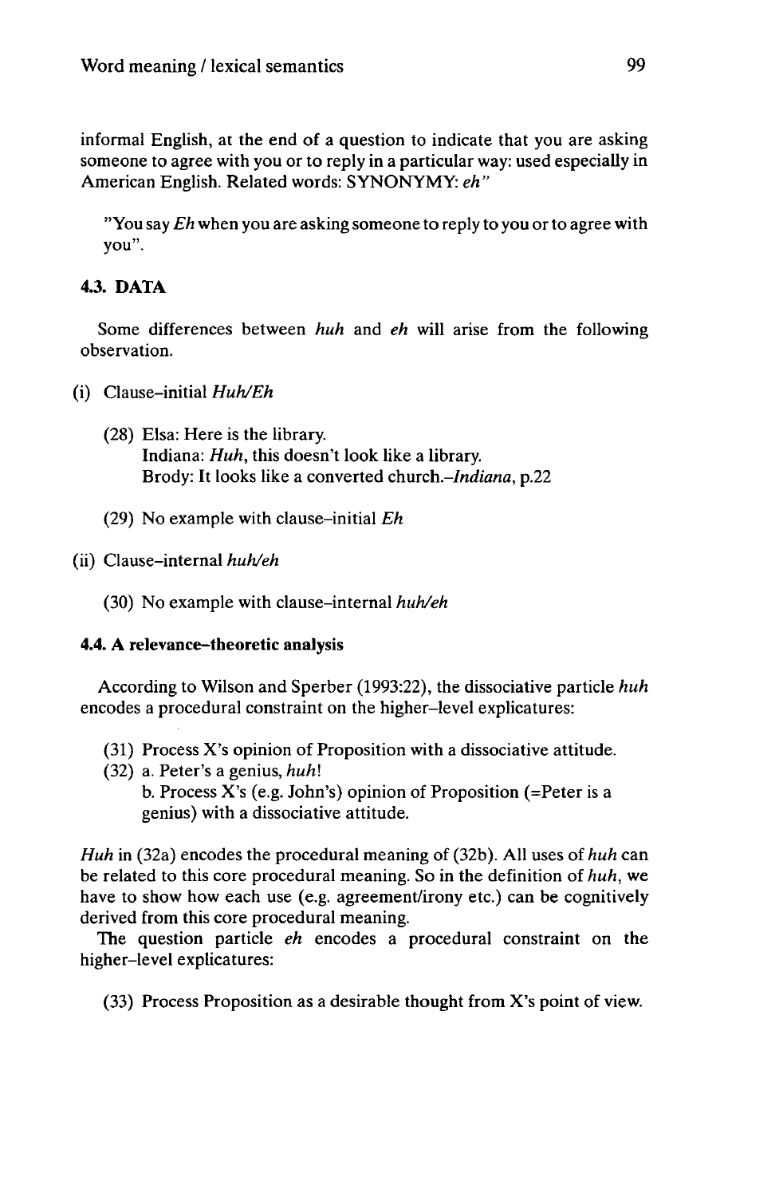informal English, at the end of a question to indicate that you are asking someone to agree with you or to reply in a particular way: used especially in American English. Related words: SYNONYMY: *eh*"

> "You say *Eh* when you are asking someone to reply to you or to agree with you".

### 4.3. DATA

Some differences between *huh* and *eh* will arise from the following observation.

(i) Clause–initial *Huh/Eh*

> (28) Elsa: Here is the library.
> Indiana: *Huh*, this doesn't look like a library.
> Brody: It looks like a converted church.–*Indiana*, p.22
>
> (29) No example with clause–initial *Eh*

(ii) Clause–internal *huh/eh*

> (30) No example with clause–internal *huh/eh*

#### 4.4. A relevance–theoretic analysis

According to Wilson and Sperber (1993:22), the dissociative particle *huh* encodes a procedural constraint on the higher–level explicatures:

> (31) Process X's opinion of Proposition with a dissociative attitude.
> (32) a. Peter's a genius, *huh*!
> b. Process X's (e.g. John's) opinion of Proposition (=Peter is a genius) with a dissociative attitude.

*Huh* in (32a) encodes the procedural meaning of (32b). All uses of *huh* can be related to this core procedural meaning. So in the definition of *huh*, we have to show how each use (e.g. agreement/irony etc.) can be cognitively derived from this core procedural meaning.

The question particle *eh* encodes a procedural constraint on the higher–level explicatures:

> (33) Process Proposition as a desirable thought from X's point of view.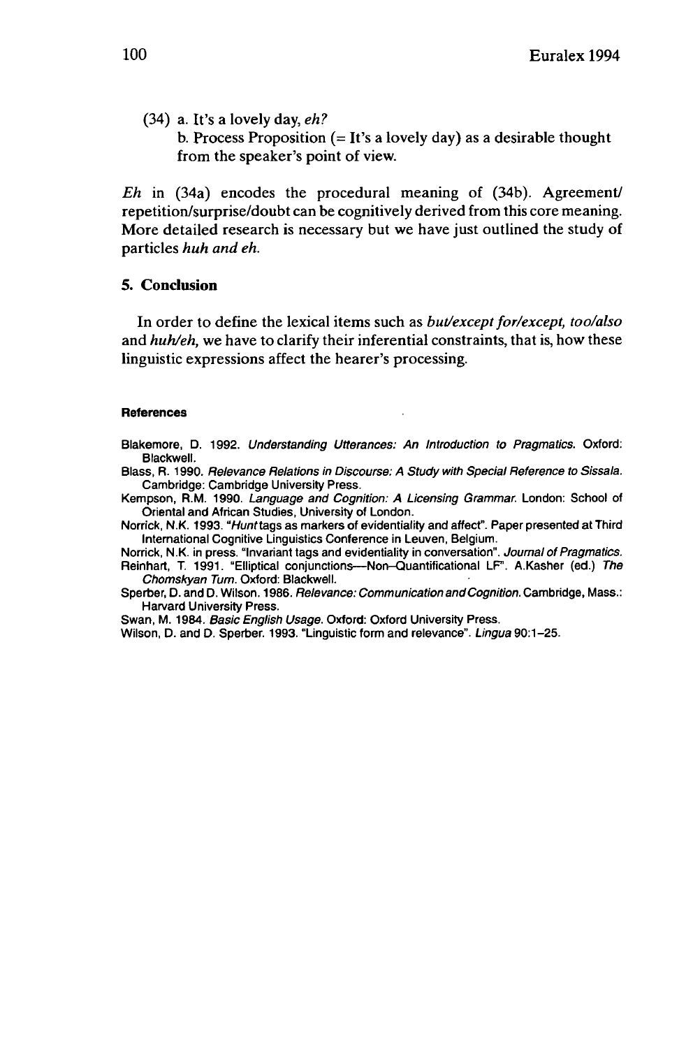(34) a. It's a lovely day, *eh?*
b. Process Proposition (= It's a lovely day) as a desirable thought from the speaker's point of view.

*Eh* in (34a) encodes the procedural meaning of (34b). Agreement/repetition/surprise/doubt can be cognitively derived from this core meaning. More detailed research is necessary but we have just outlined the study of particles *huh and eh.*

## 5. Conclusion

In order to define the lexical items such as *but/except for/except, too/also* and *huh/eh,* we have to clarify their inferential constraints, that is, how these linguistic expressions affect the hearer's processing.

### References

Blakemore, D. 1992. *Understanding Utterances: An Introduction to Pragmatics.* Oxford: Blackwell.

Blass, R. 1990. *Relevance Relations in Discourse: A Study with Special Reference to Sissala.* Cambridge: Cambridge University Press.

Kempson, R.M. 1990. *Language and Cognition: A Licensing Grammar.* London: School of Oriental and African Studies, University of London.

Norrick, N.K. 1993. "*Hunt* tags as markers of evidentiality and affect". Paper presented at Third International Cognitive Linguistics Conference in Leuven, Belgium.

Norrick, N.K. in press. "Invariant tags and evidentiality in conversation". *Journal of Pragmatics.*

Reinhart, T. 1991. "Elliptical conjunctions—Non-Quantificational LF". A.Kasher (ed.) *The Chomskyan Turn.* Oxford: Blackwell.

Sperber, D. and D. Wilson. 1986. *Relevance: Communication and Cognition.* Cambridge, Mass.: Harvard University Press.

Swan, M. 1984. *Basic English Usage.* Oxford: Oxford University Press.

Wilson, D. and D. Sperber. 1993. "Linguistic form and relevance". *Lingua* 90:1–25.